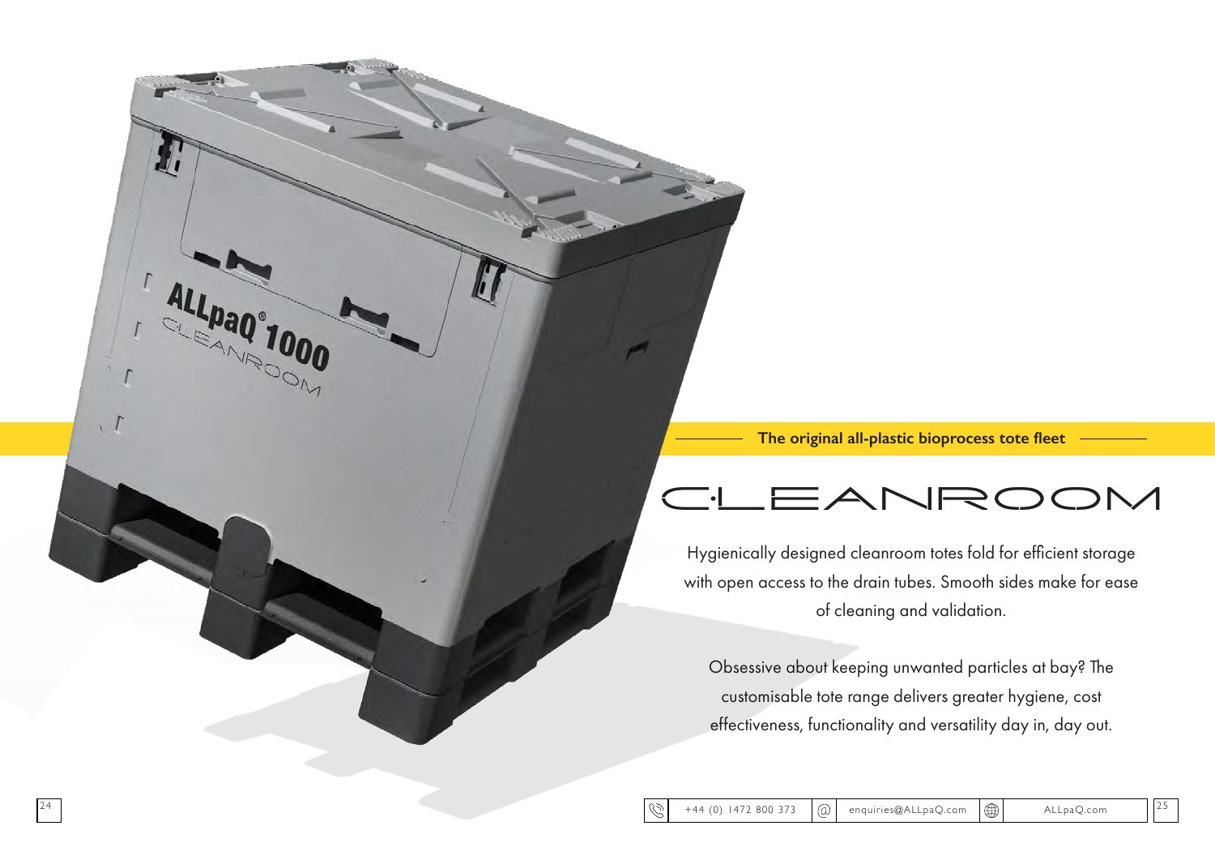The original all-plastic bioprocess tote fleet

# CLEANROOM

Hygienically designed cleanroom totes fold for efficient storage with open access to the drain tubes. Smooth sides make for ease of cleaning and validation.

Obsessive about keeping unwanted particles at bay? The customisable tote range delivers greater hygiene, cost effectiveness, functionality and versatility day in, day out.

+44 (0) 1472 800 373 | enquiries@ALLpaQ.com | ALLpaQ.com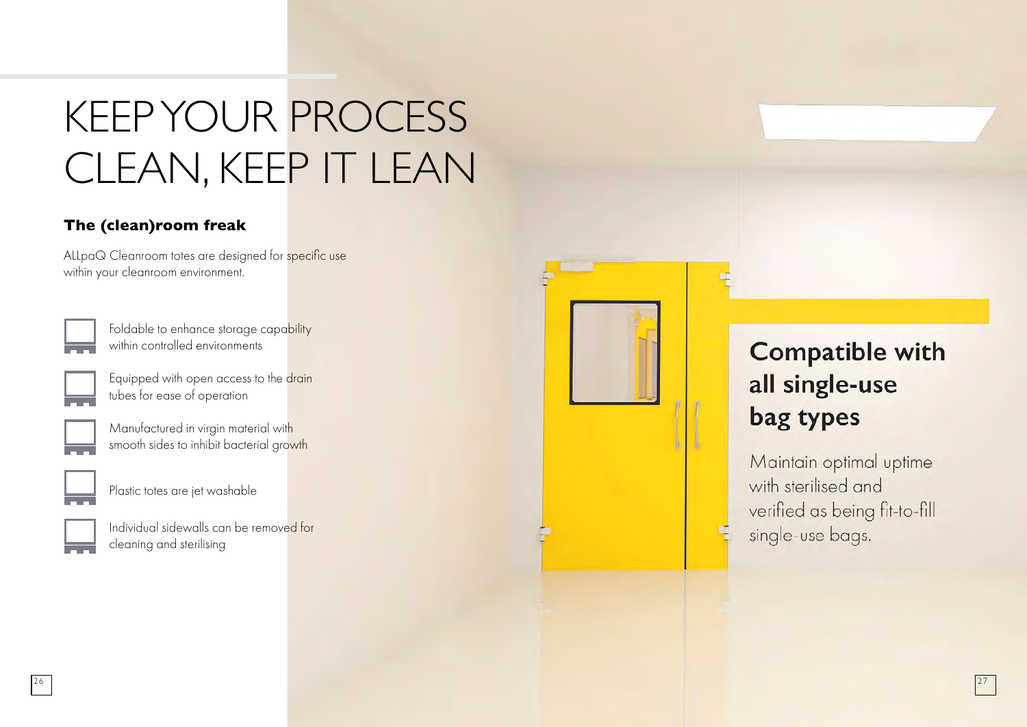# KEEP YOUR PROCESS CLEAN, KEEP IT LEAN

### The (clean)room freak

ALLpaQ Cleanroom totes are designed for specific use within your cleanroom environment.

- Foldable to enhance storage capability within controlled environments
- Equipped with open access to the drain tubes for ease of operation
- Manufactured in virgin material with smooth sides to inhibit bacterial growth
- Plastic totes are jet washable
- Individual sidewalls can be removed for cleaning and sterilising

## Compatible with all single-use bag types

Maintain optimal uptime with sterilised and verified as being fit-to-fill single-use bags.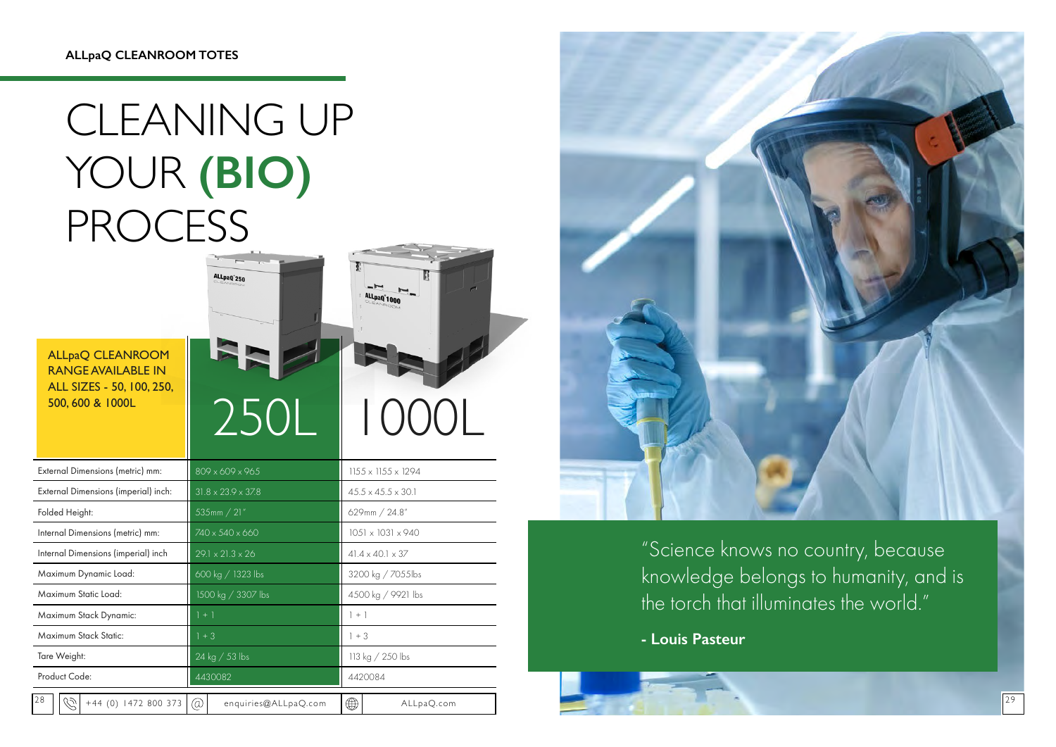# CLEANING UP YOUR **(BIO)** PROCESS

ALLpaQ CLEANROOM RANGE AVAILABLE IN ALL SIZES - 50, 100, 250, 500, 600 & 1000L

| | 250L | 1000L |
|---|---|---|
| External Dimensions (metric) mm: | 809 x 609 x 965 | 1155 x 1155 x 1294 |
| External Dimensions (imperial) inch: | 31.8 x 23.9 x 37.8 | 45.5 x 45.5 x 30.1 |
| Folded Height: | 535mm / 21" | 629mm / 24.8" |
| Internal Dimensions (metric) mm: | 740 x 540 x 660 | 1051 x 1031 x 940 |
| Internal Dimensions (imperial) inch | 29.1 x 21.3 x 26 | 41.4 x 40.1 x 37 |
| Maximum Dynamic Load: | 600 kg / 1323 lbs | 3200 kg / 7055lbs |
| Maximum Static Load: | 1500 kg / 3307 lbs | 4500 kg / 9921 lbs |
| Maximum Stack Dynamic: | 1 + 1 | 1 + 1 |
| Maximum Stack Static: | 1 + 3 | 1 + 3 |
| Tare Weight: | 24 kg / 53 lbs | 113 kg / 250 lbs |
| Product Code: | 4430082 | 4420084 |

+44 (0) 1472 800 373 | enquiries@ALLpaQ.com | ALLpaQ.com

"Science knows no country, because knowledge belongs to humanity, and is the torch that illuminates the world."

**- Louis Pasteur**